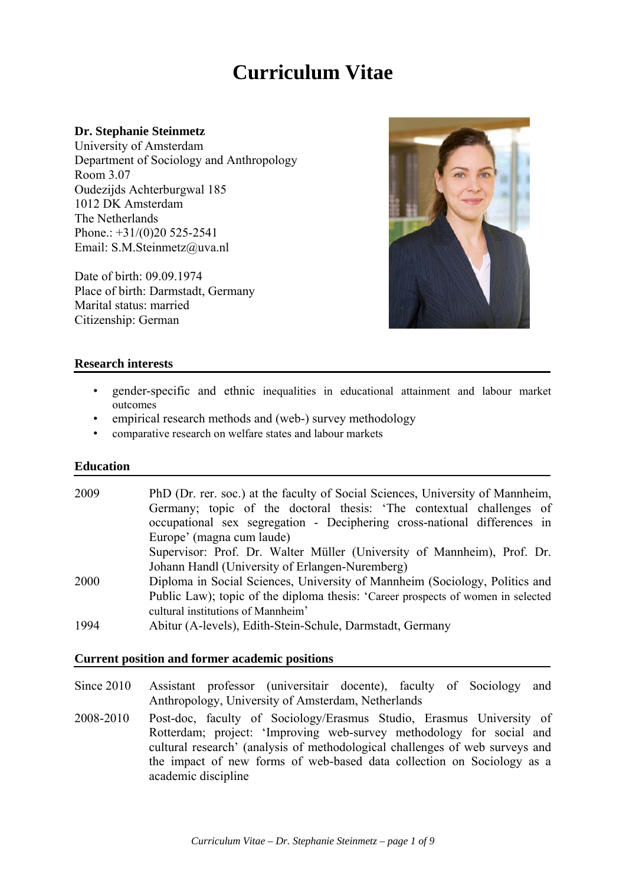# Curriculum Vitae

**Dr. Stephanie Steinmetz**
University of Amsterdam
Department of Sociology and Anthropology
Room 3.07
Oudezijds Achterburgwal 185
1012 DK Amsterdam
The Netherlands
Phone.: +31/(0)20 525-2541
Email: S.M.Steinmetz@uva.nl

Date of birth: 09.09.1974
Place of birth: Darmstadt, Germany
Marital status: married
Citizenship: German

## Research interests

- gender-specific and ethnic inequalities in educational attainment and labour market outcomes
- empirical research methods and (web-) survey methodology
- comparative research on welfare states and labour markets

## Education

| | |
|---|---|
| 2009 | PhD (Dr. rer. soc.) at the faculty of Social Sciences, University of Mannheim, Germany; topic of the doctoral thesis: 'The contextual challenges of occupational sex segregation - Deciphering cross-national differences in Europe' (magna cum laude)<br>Supervisor: Prof. Dr. Walter Müller (University of Mannheim), Prof. Dr. Johann Handl (University of Erlangen-Nuremberg) |
| 2000 | Diploma in Social Sciences, University of Mannheim (Sociology, Politics and Public Law); topic of the diploma thesis: 'Career prospects of women in selected cultural institutions of Mannheim' |
| 1994 | Abitur (A-levels), Edith-Stein-Schule, Darmstadt, Germany |

## Current position and former academic positions

| | |
|---|---|
| Since 2010 | Assistant professor (universitair docente), faculty of Sociology and Anthropology, University of Amsterdam, Netherlands |
| 2008-2010 | Post-doc, faculty of Sociology/Erasmus Studio, Erasmus University of Rotterdam; project: 'Improving web-survey methodology for social and cultural research' (analysis of methodological challenges of web surveys and the impact of new forms of web-based data collection on Sociology as a academic discipline |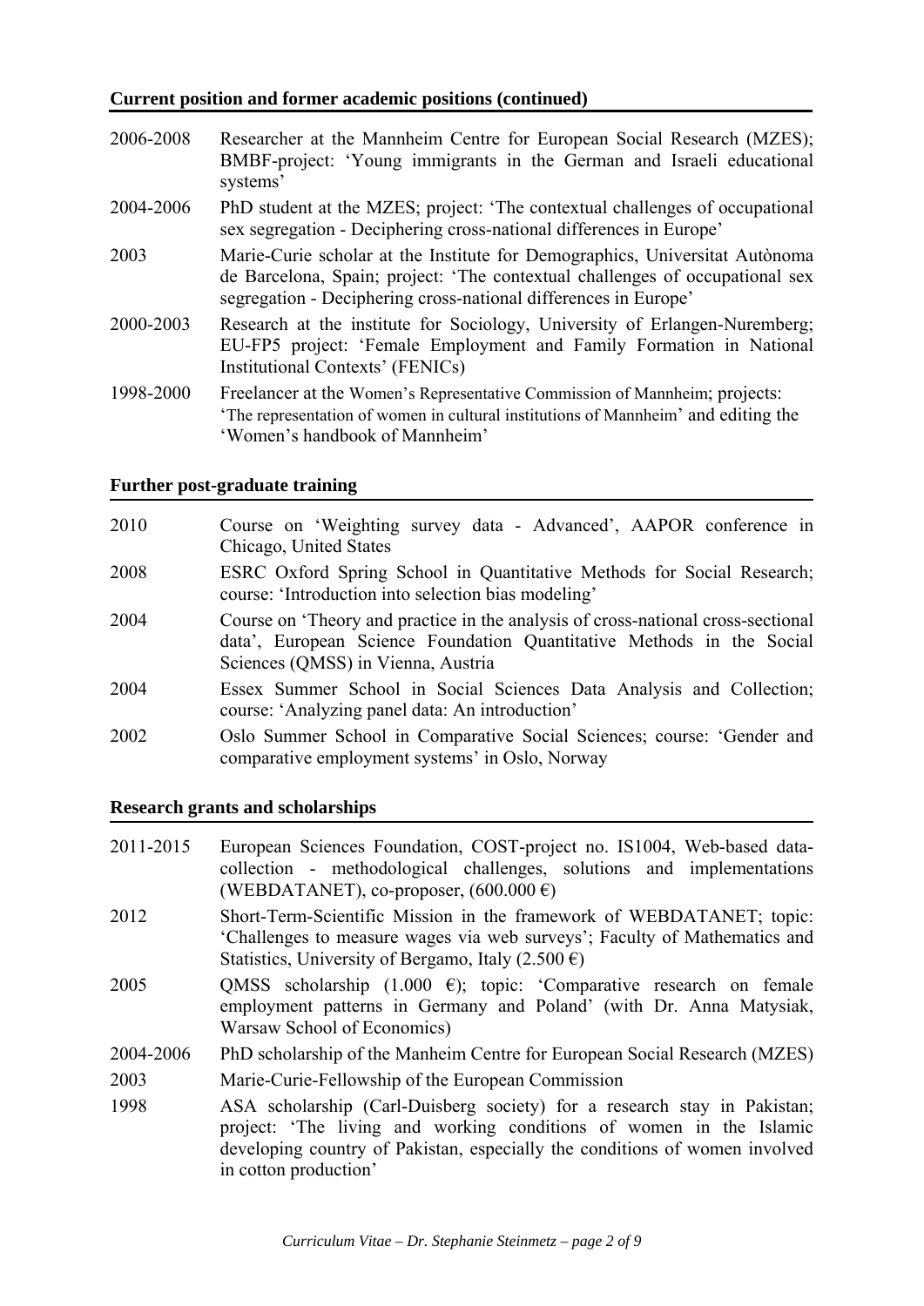## Current position and former academic positions (continued)

2006-2008 Researcher at the Mannheim Centre for European Social Research (MZES); BMBF-project: 'Young immigrants in the German and Israeli educational systems'

2004-2006 PhD student at the MZES; project: 'The contextual challenges of occupational sex segregation - Deciphering cross-national differences in Europe'

2003 Marie-Curie scholar at the Institute for Demographics, Universitat Autònoma de Barcelona, Spain; project: 'The contextual challenges of occupational sex segregation - Deciphering cross-national differences in Europe'

2000-2003 Research at the institute for Sociology, University of Erlangen-Nuremberg; EU-FP5 project: 'Female Employment and Family Formation in National Institutional Contexts' (FENICs)

1998-2000 Freelancer at the Women's Representative Commission of Mannheim; projects: 'The representation of women in cultural institutions of Mannheim' and editing the 'Women's handbook of Mannheim'

## Further post-graduate training

2010 Course on 'Weighting survey data - Advanced', AAPOR conference in Chicago, United States

2008 ESRC Oxford Spring School in Quantitative Methods for Social Research; course: 'Introduction into selection bias modeling'

2004 Course on 'Theory and practice in the analysis of cross-national cross-sectional data', European Science Foundation Quantitative Methods in the Social Sciences (QMSS) in Vienna, Austria

2004 Essex Summer School in Social Sciences Data Analysis and Collection; course: 'Analyzing panel data: An introduction'

2002 Oslo Summer School in Comparative Social Sciences; course: 'Gender and comparative employment systems' in Oslo, Norway

## Research grants and scholarships

2011-2015 European Sciences Foundation, COST-project no. IS1004, Web-based data-collection - methodological challenges, solutions and implementations (WEBDATANET), co-proposer, (600.000 €)

2012 Short-Term-Scientific Mission in the framework of WEBDATANET; topic: 'Challenges to measure wages via web surveys'; Faculty of Mathematics and Statistics, University of Bergamo, Italy (2.500 €)

2005 QMSS scholarship (1.000 €); topic: 'Comparative research on female employment patterns in Germany and Poland' (with Dr. Anna Matysiak, Warsaw School of Economics)

2004-2006 PhD scholarship of the Manheim Centre for European Social Research (MZES)

2003 Marie-Curie-Fellowship of the European Commission

1998 ASA scholarship (Carl-Duisberg society) for a research stay in Pakistan; project: 'The living and working conditions of women in the Islamic developing country of Pakistan, especially the conditions of women involved in cotton production'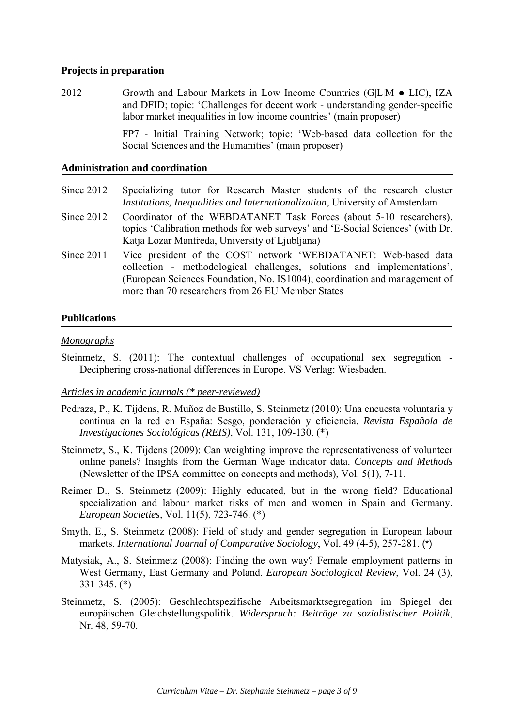### Projects in preparation

2012 Growth and Labour Markets in Low Income Countries (G|L|M ● LIC), IZA and DFID; topic: 'Challenges for decent work - understanding gender-specific labor market inequalities in low income countries' (main proposer)

FP7 - Initial Training Network; topic: 'Web-based data collection for the Social Sciences and the Humanities' (main proposer)

### Administration and coordination

Since 2012 Specializing tutor for Research Master students of the research cluster *Institutions, Inequalities and Internationalization*, University of Amsterdam

Since 2012 Coordinator of the WEBDATANET Task Forces (about 5-10 researchers), topics 'Calibration methods for web surveys' and 'E-Social Sciences' (with Dr. Katja Lozar Manfreda, University of Ljubljana)

Since 2011 Vice president of the COST network 'WEBDATANET: Web-based data collection - methodological challenges, solutions and implementations', (European Sciences Foundation, No. IS1004); coordination and management of more than 70 researchers from 26 EU Member States

### Publications

*Monographs*

Steinmetz, S. (2011): The contextual challenges of occupational sex segregation - Deciphering cross-national differences in Europe. VS Verlag: Wiesbaden.

*Articles in academic journals (* peer-reviewed)*

Pedraza, P., K. Tijdens, R. Muñoz de Bustillo, S. Steinmetz (2010): Una encuesta voluntaria y continua en la red en España: Sesgo, ponderación y eficiencia. *Revista Española de Investigaciones Sociológicas (REIS)*, Vol. 131, 109-130. (*)

Steinmetz, S., K. Tijdens (2009): Can weighting improve the representativeness of volunteer online panels? Insights from the German Wage indicator data. *Concepts and Methods* (Newsletter of the IPSA committee on concepts and methods), Vol. 5(1), 7-11.

Reimer D., S. Steinmetz (2009): Highly educated, but in the wrong field? Educational specialization and labour market risks of men and women in Spain and Germany. *European Societies,* Vol. 11(5), 723-746. (*)

Smyth, E., S. Steinmetz (2008): Field of study and gender segregation in European labour markets. *International Journal of Comparative Sociology*, Vol. 49 (4-5), 257-281. (*)

Matysiak, A., S. Steinmetz (2008): Finding the own way? Female employment patterns in West Germany, East Germany and Poland. *European Sociological Review*, Vol. 24 (3), 331-345. (*)

Steinmetz, S. (2005): Geschlechtspezifische Arbeitsmarktsegregation im Spiegel der europäischen Gleichstellungspolitik. *Widerspruch: Beiträge zu sozialistischer Politik*, Nr. 48, 59-70.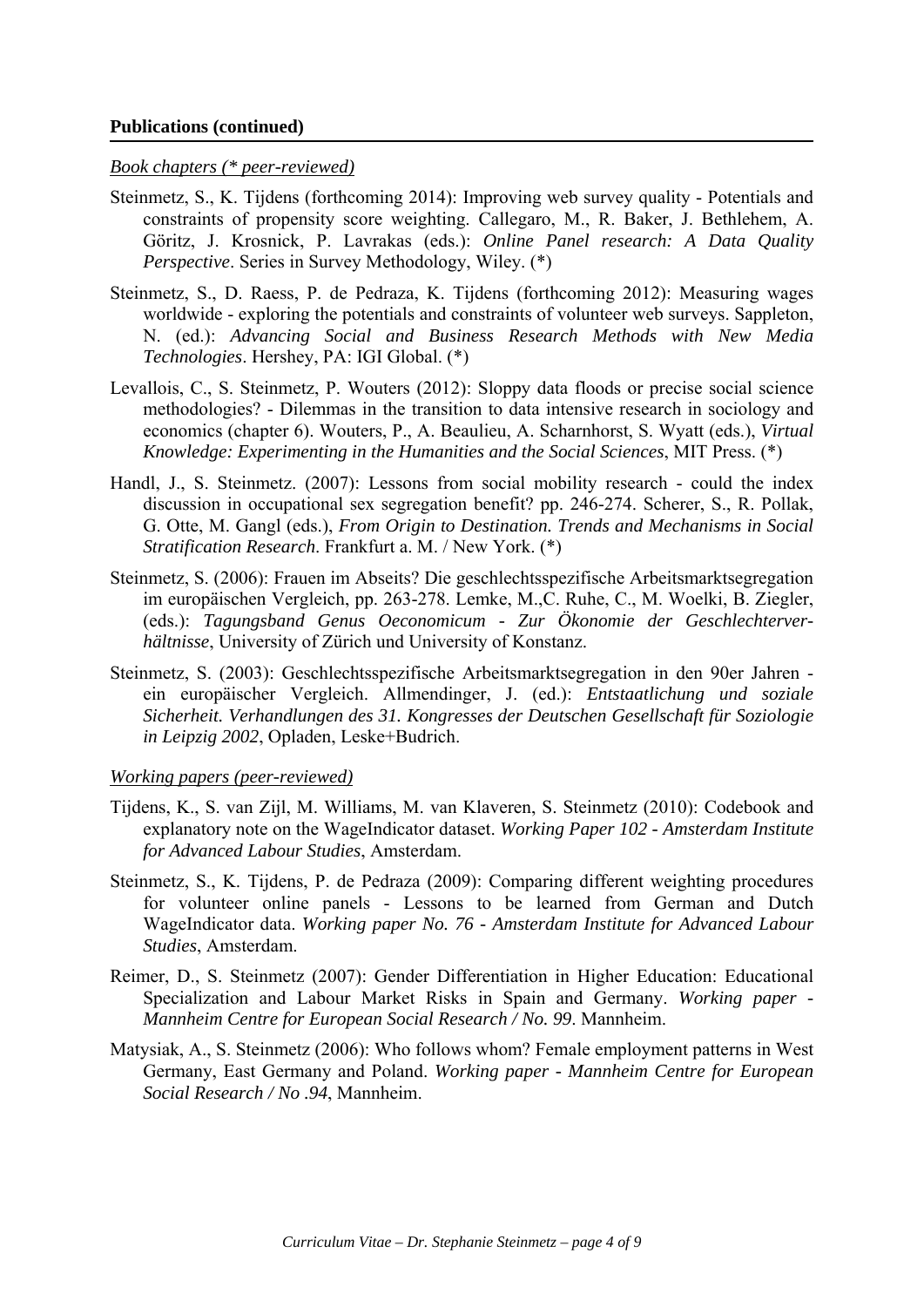**Publications (continued)**

*Book chapters (* peer-reviewed)*

Steinmetz, S., K. Tijdens (forthcoming 2014): Improving web survey quality - Potentials and constraints of propensity score weighting. Callegaro, M., R. Baker, J. Bethlehem, A. Göritz, J. Krosnick, P. Lavrakas (eds.): *Online Panel research: A Data Quality Perspective*. Series in Survey Methodology, Wiley. (*)

Steinmetz, S., D. Raess, P. de Pedraza, K. Tijdens (forthcoming 2012): Measuring wages worldwide - exploring the potentials and constraints of volunteer web surveys. Sappleton, N. (ed.): *Advancing Social and Business Research Methods with New Media Technologies*. Hershey, PA: IGI Global. (*)

Levallois, C., S. Steinmetz, P. Wouters (2012): Sloppy data floods or precise social science methodologies? - Dilemmas in the transition to data intensive research in sociology and economics (chapter 6). Wouters, P., A. Beaulieu, A. Scharnhorst, S. Wyatt (eds.), *Virtual Knowledge: Experimenting in the Humanities and the Social Sciences*, MIT Press. (*)

Handl, J., S. Steinmetz. (2007): Lessons from social mobility research - could the index discussion in occupational sex segregation benefit? pp. 246-274. Scherer, S., R. Pollak, G. Otte, M. Gangl (eds.), *From Origin to Destination. Trends and Mechanisms in Social Stratification Research*. Frankfurt a. M. / New York. (*)

Steinmetz, S. (2006): Frauen im Abseits? Die geschlechtsspezifische Arbeitsmarktsegregation im europäischen Vergleich, pp. 263-278. Lemke, M.,C. Ruhe, C., M. Woelki, B. Ziegler, (eds.): *Tagungsband Genus Oeconomicum - Zur Ökonomie der Geschlechterverhältnisse*, University of Zürich und University of Konstanz.

Steinmetz, S. (2003): Geschlechtsspezifische Arbeitsmarktsegregation in den 90er Jahren - ein europäischer Vergleich. Allmendinger, J. (ed.): *Entstaatlichung und soziale Sicherheit. Verhandlungen des 31. Kongresses der Deutschen Gesellschaft für Soziologie in Leipzig 2002*, Opladen, Leske+Budrich.

*Working papers (peer-reviewed)*

Tijdens, K., S. van Zijl, M. Williams, M. van Klaveren, S. Steinmetz (2010): Codebook and explanatory note on the WageIndicator dataset. *Working Paper 102 - Amsterdam Institute for Advanced Labour Studies*, Amsterdam.

Steinmetz, S., K. Tijdens, P. de Pedraza (2009): Comparing different weighting procedures for volunteer online panels - Lessons to be learned from German and Dutch WageIndicator data. *Working paper No. 76 - Amsterdam Institute for Advanced Labour Studies*, Amsterdam.

Reimer, D., S. Steinmetz (2007): Gender Differentiation in Higher Education: Educational Specialization and Labour Market Risks in Spain and Germany. *Working paper - Mannheim Centre for European Social Research / No. 99*. Mannheim.

Matysiak, A., S. Steinmetz (2006): Who follows whom? Female employment patterns in West Germany, East Germany and Poland. *Working paper - Mannheim Centre for European Social Research / No .94*, Mannheim.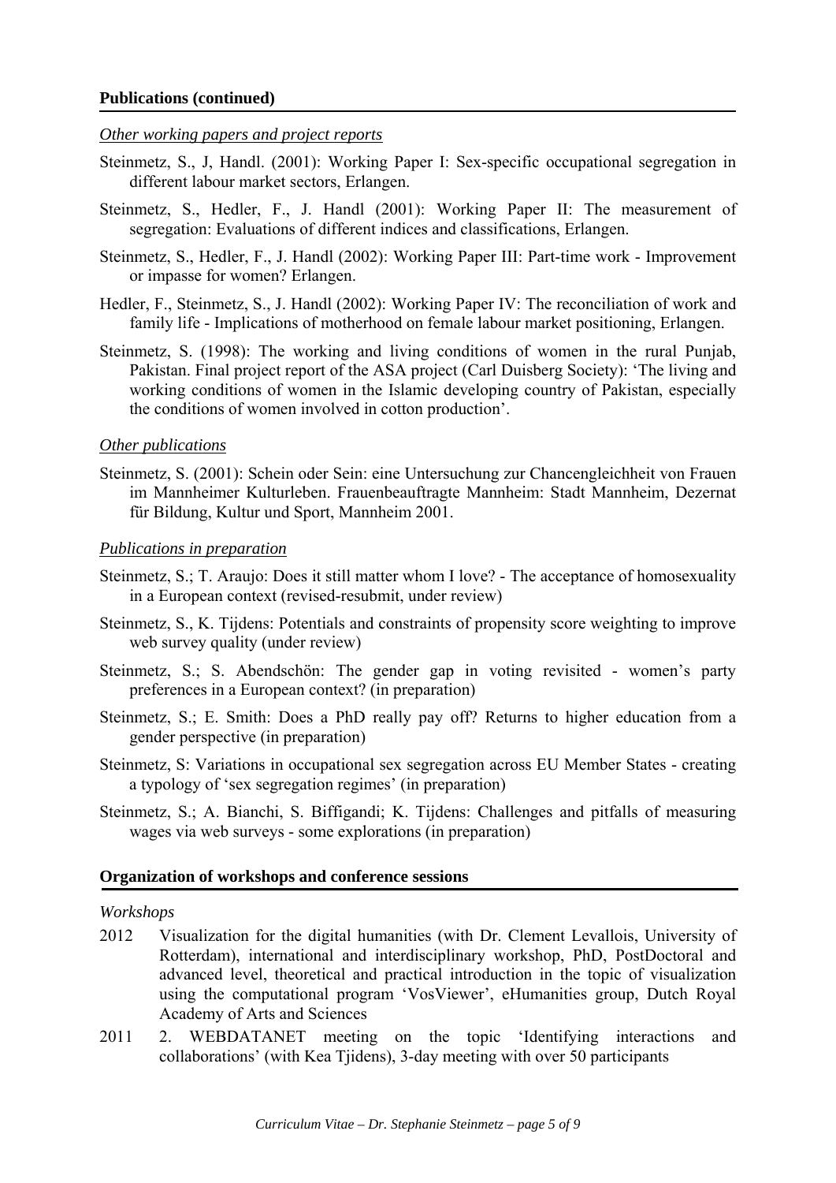**Publications (continued)**

*Other working papers and project reports*

Steinmetz, S., J, Handl. (2001): Working Paper I: Sex-specific occupational segregation in different labour market sectors, Erlangen.

Steinmetz, S., Hedler, F., J. Handl (2001): Working Paper II: The measurement of segregation: Evaluations of different indices and classifications, Erlangen.

Steinmetz, S., Hedler, F., J. Handl (2002): Working Paper III: Part-time work - Improvement or impasse for women? Erlangen.

Hedler, F., Steinmetz, S., J. Handl (2002): Working Paper IV: The reconciliation of work and family life - Implications of motherhood on female labour market positioning, Erlangen.

Steinmetz, S. (1998): The working and living conditions of women in the rural Punjab, Pakistan. Final project report of the ASA project (Carl Duisberg Society): 'The living and working conditions of women in the Islamic developing country of Pakistan, especially the conditions of women involved in cotton production'.

*Other publications*

Steinmetz, S. (2001): Schein oder Sein: eine Untersuchung zur Chancengleichheit von Frauen im Mannheimer Kulturleben. Frauenbeauftragte Mannheim: Stadt Mannheim, Dezernat für Bildung, Kultur und Sport, Mannheim 2001.

*Publications in preparation*

Steinmetz, S.; T. Araujo: Does it still matter whom I love? - The acceptance of homosexuality in a European context (revised-resubmit, under review)

Steinmetz, S., K. Tijdens: Potentials and constraints of propensity score weighting to improve web survey quality (under review)

Steinmetz, S.; S. Abendschön: The gender gap in voting revisited - women's party preferences in a European context? (in preparation)

Steinmetz, S.; E. Smith: Does a PhD really pay off? Returns to higher education from a gender perspective (in preparation)

Steinmetz, S: Variations in occupational sex segregation across EU Member States - creating a typology of 'sex segregation regimes' (in preparation)

Steinmetz, S.; A. Bianchi, S. Biffigandi; K. Tijdens: Challenges and pitfalls of measuring wages via web surveys - some explorations (in preparation)

**Organization of workshops and conference sessions**

*Workshops*

2012 Visualization for the digital humanities (with Dr. Clement Levallois, University of Rotterdam), international and interdisciplinary workshop, PhD, PostDoctoral and advanced level, theoretical and practical introduction in the topic of visualization using the computational program 'VosViewer', eHumanities group, Dutch Royal Academy of Arts and Sciences

2011 2. WEBDATANET meeting on the topic 'Identifying interactions and collaborations' (with Kea Tjidens), 3-day meeting with over 50 participants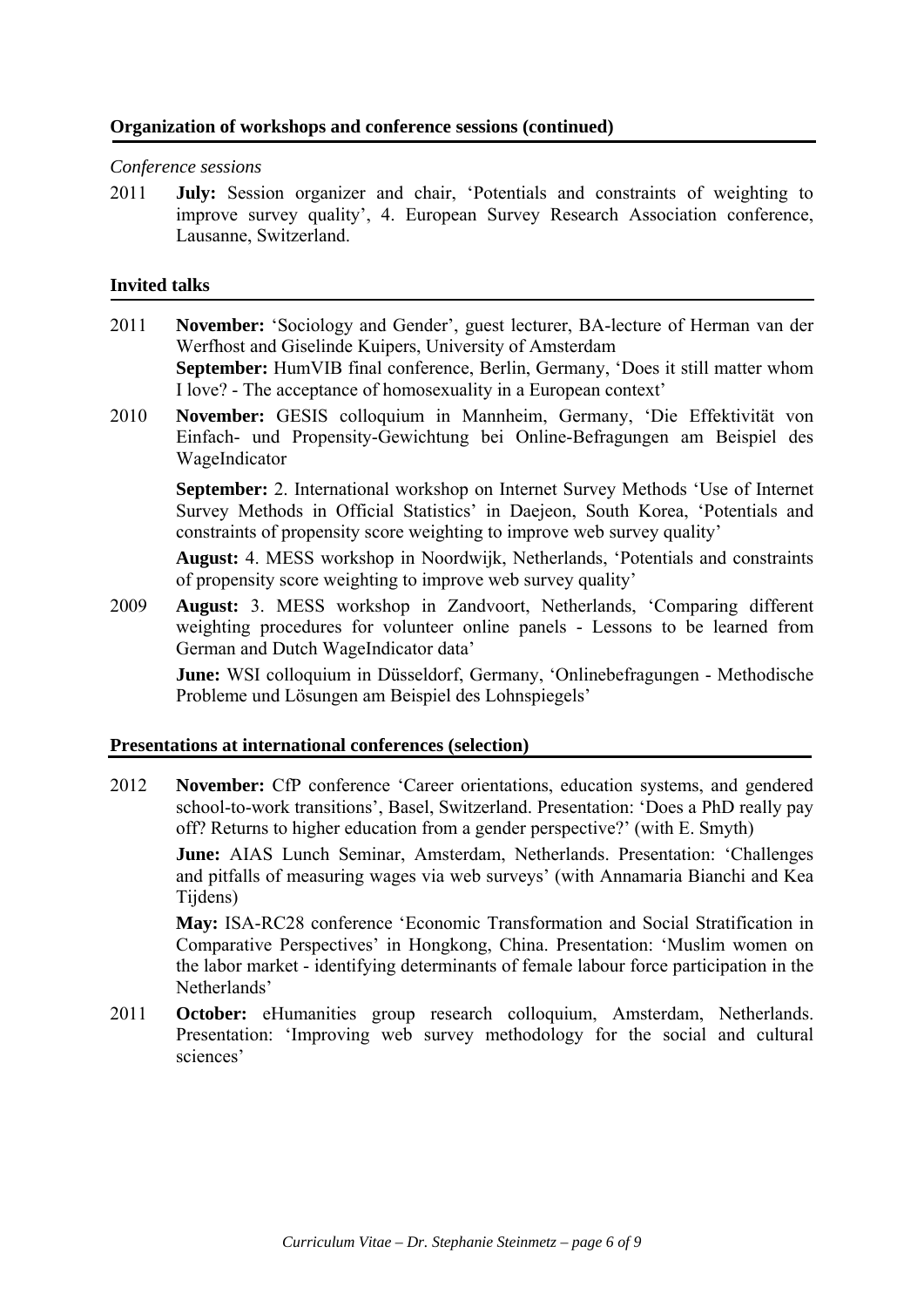## Organization of workshops and conference sessions (continued)

*Conference sessions*

2011 **July:** Session organizer and chair, 'Potentials and constraints of weighting to improve survey quality', 4. European Survey Research Association conference, Lausanne, Switzerland.

## Invited talks

2011 **November:** 'Sociology and Gender', guest lecturer, BA-lecture of Herman van der Werfhost and Giselinde Kuipers, University of Amsterdam

**September:** HumVIB final conference, Berlin, Germany, 'Does it still matter whom I love? - The acceptance of homosexuality in a European context'

2010 **November:** GESIS colloquium in Mannheim, Germany, 'Die Effektivität von Einfach- und Propensity-Gewichtung bei Online-Befragungen am Beispiel des WageIndicator

**September:** 2. International workshop on Internet Survey Methods 'Use of Internet Survey Methods in Official Statistics' in Daejeon, South Korea, 'Potentials and constraints of propensity score weighting to improve web survey quality'

**August:** 4. MESS workshop in Noordwijk, Netherlands, 'Potentials and constraints of propensity score weighting to improve web survey quality'

2009 **August:** 3. MESS workshop in Zandvoort, Netherlands, 'Comparing different weighting procedures for volunteer online panels - Lessons to be learned from German and Dutch WageIndicator data'

**June:** WSI colloquium in Düsseldorf, Germany, 'Onlinebefragungen - Methodische Probleme und Lösungen am Beispiel des Lohnspiegels'

## Presentations at international conferences (selection)

2012 **November:** CfP conference 'Career orientations, education systems, and gendered school-to-work transitions', Basel, Switzerland. Presentation: 'Does a PhD really pay off? Returns to higher education from a gender perspective?' (with E. Smyth)

**June:** AIAS Lunch Seminar, Amsterdam, Netherlands. Presentation: 'Challenges and pitfalls of measuring wages via web surveys' (with Annamaria Bianchi and Kea Tijdens)

**May:** ISA-RC28 conference 'Economic Transformation and Social Stratification in Comparative Perspectives' in Hongkong, China. Presentation: 'Muslim women on the labor market - identifying determinants of female labour force participation in the Netherlands'

2011 **October:** eHumanities group research colloquium, Amsterdam, Netherlands. Presentation: 'Improving web survey methodology for the social and cultural sciences'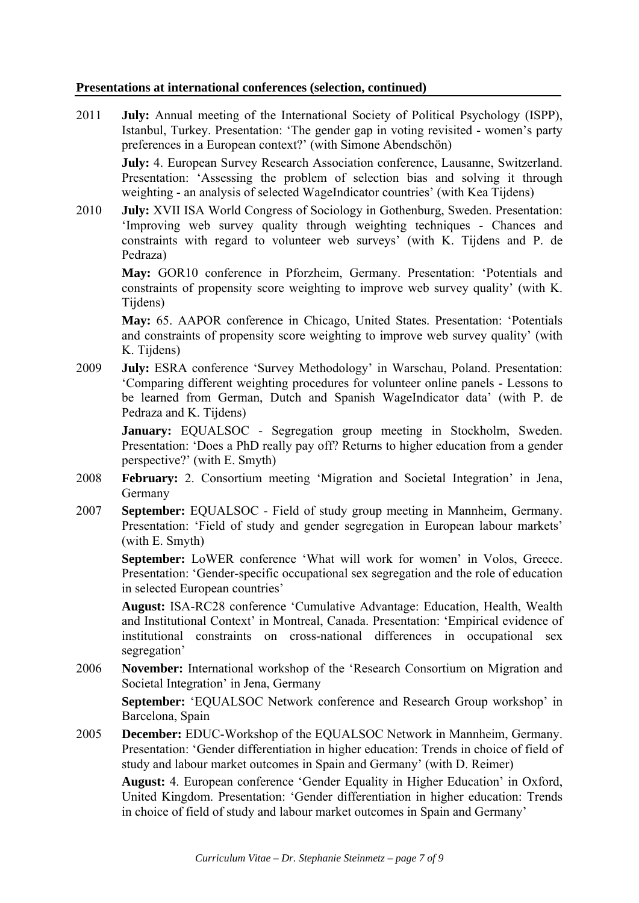**Presentations at international conferences (selection, continued)**

2011 **July:** Annual meeting of the International Society of Political Psychology (ISPP), Istanbul, Turkey. Presentation: 'The gender gap in voting revisited - women's party preferences in a European context?' (with Simone Abendschön)

**July:** 4. European Survey Research Association conference, Lausanne, Switzerland. Presentation: 'Assessing the problem of selection bias and solving it through weighting - an analysis of selected WageIndicator countries' (with Kea Tijdens)

2010 **July:** XVII ISA World Congress of Sociology in Gothenburg, Sweden. Presentation: 'Improving web survey quality through weighting techniques - Chances and constraints with regard to volunteer web surveys' (with K. Tijdens and P. de Pedraza)

**May:** GOR10 conference in Pforzheim, Germany. Presentation: 'Potentials and constraints of propensity score weighting to improve web survey quality' (with K. Tijdens)

**May:** 65. AAPOR conference in Chicago, United States. Presentation: 'Potentials and constraints of propensity score weighting to improve web survey quality' (with K. Tijdens)

2009 **July:** ESRA conference 'Survey Methodology' in Warschau, Poland. Presentation: 'Comparing different weighting procedures for volunteer online panels - Lessons to be learned from German, Dutch and Spanish WageIndicator data' (with P. de Pedraza and K. Tijdens)

**January:** EQUALSOC - Segregation group meeting in Stockholm, Sweden. Presentation: 'Does a PhD really pay off? Returns to higher education from a gender perspective?' (with E. Smyth)

2008 **February:** 2. Consortium meeting 'Migration and Societal Integration' in Jena, Germany

2007 **September:** EQUALSOC - Field of study group meeting in Mannheim, Germany. Presentation: 'Field of study and gender segregation in European labour markets' (with E. Smyth)

**September:** LoWER conference 'What will work for women' in Volos, Greece. Presentation: 'Gender-specific occupational sex segregation and the role of education in selected European countries'

**August:** ISA-RC28 conference 'Cumulative Advantage: Education, Health, Wealth and Institutional Context' in Montreal, Canada. Presentation: 'Empirical evidence of institutional constraints on cross-national differences in occupational sex segregation'

2006 **November:** International workshop of the 'Research Consortium on Migration and Societal Integration' in Jena, Germany

**September:** 'EQUALSOC Network conference and Research Group workshop' in Barcelona, Spain

2005 **December:** EDUC-Workshop of the EQUALSOC Network in Mannheim, Germany. Presentation: 'Gender differentiation in higher education: Trends in choice of field of study and labour market outcomes in Spain and Germany' (with D. Reimer)

**August:** 4. European conference 'Gender Equality in Higher Education' in Oxford, United Kingdom. Presentation: 'Gender differentiation in higher education: Trends in choice of field of study and labour market outcomes in Spain and Germany'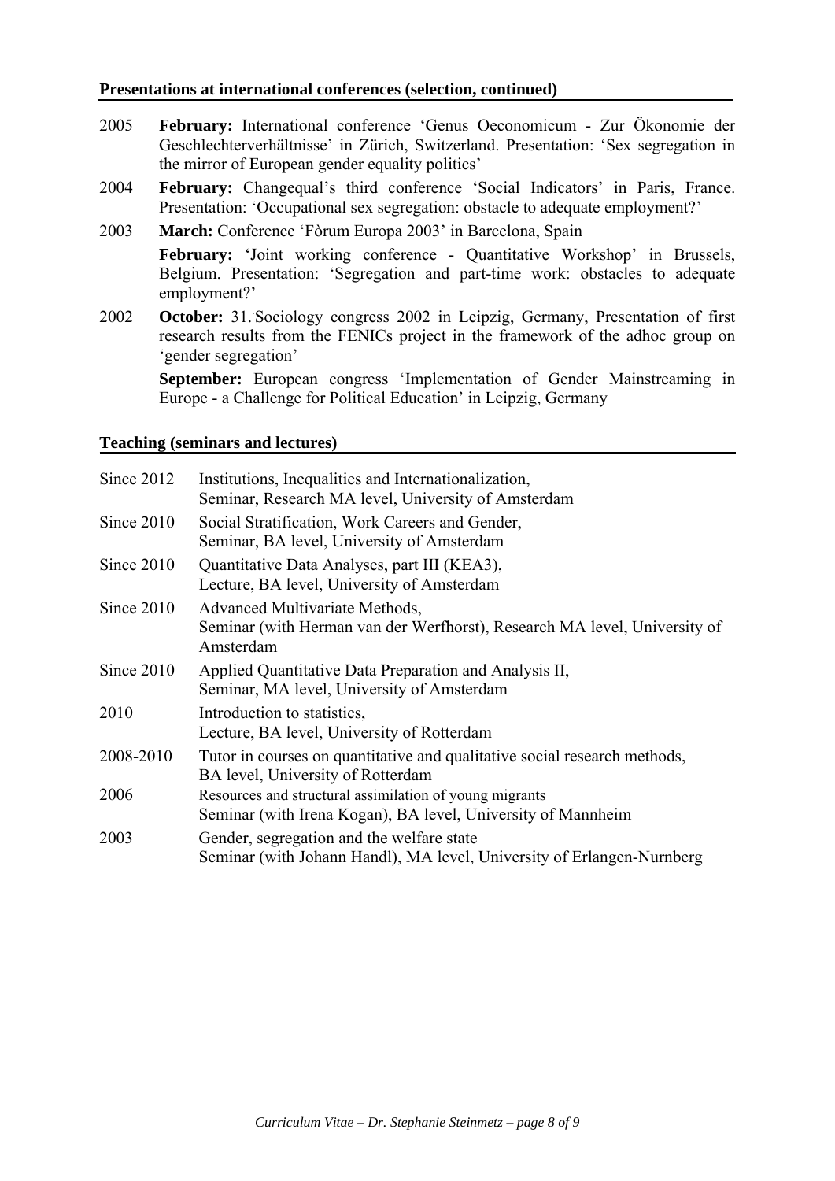**Presentations at international conferences (selection, continued)**

2005 **February:** International conference 'Genus Oeconomicum - Zur Ökonomie der Geschlechterverhältnisse' in Zürich, Switzerland. Presentation: 'Sex segregation in the mirror of European gender equality politics'

2004 **February:** Changequal's third conference 'Social Indicators' in Paris, France. Presentation: 'Occupational sex segregation: obstacle to adequate employment?'

2003 **March:** Conference 'Fòrum Europa 2003' in Barcelona, Spain

**February:** 'Joint working conference - Quantitative Workshop' in Brussels, Belgium. Presentation: 'Segregation and part-time work: obstacles to adequate employment?'

2002 **October:** 31. Sociology congress 2002 in Leipzig, Germany, Presentation of first research results from the FENICs project in the framework of the adhoc group on 'gender segregation'

**September:** European congress 'Implementation of Gender Mainstreaming in Europe - a Challenge for Political Education' in Leipzig, Germany

**Teaching (seminars and lectures)**

Since 2012 Institutions, Inequalities and Internationalization,
Seminar, Research MA level, University of Amsterdam

Since 2010 Social Stratification, Work Careers and Gender,
Seminar, BA level, University of Amsterdam

Since 2010 Quantitative Data Analyses, part III (KEA3),
Lecture, BA level, University of Amsterdam

Since 2010 Advanced Multivariate Methods,
Seminar (with Herman van der Werfhorst), Research MA level, University of Amsterdam

Since 2010 Applied Quantitative Data Preparation and Analysis II,
Seminar, MA level, University of Amsterdam

2010 Introduction to statistics,
Lecture, BA level, University of Rotterdam

2008-2010 Tutor in courses on quantitative and qualitative social research methods,
BA level, University of Rotterdam

2006 Resources and structural assimilation of young migrants
Seminar (with Irena Kogan), BA level, University of Mannheim

2003 Gender, segregation and the welfare state
Seminar (with Johann Handl), MA level, University of Erlangen-Nurnberg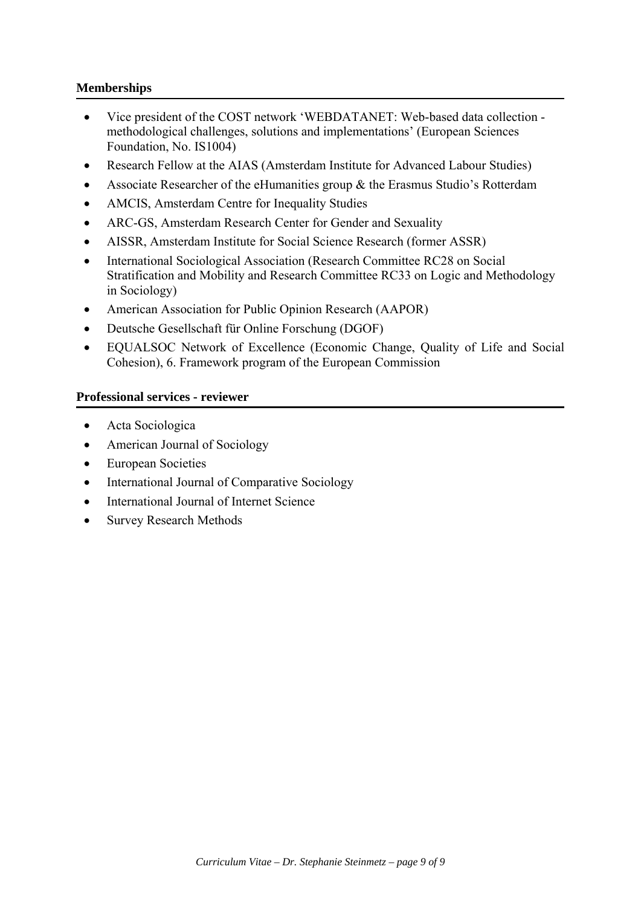## Memberships

- Vice president of the COST network 'WEBDATANET: Web-based data collection - methodological challenges, solutions and implementations' (European Sciences Foundation, No. IS1004)
- Research Fellow at the AIAS (Amsterdam Institute for Advanced Labour Studies)
- Associate Researcher of the eHumanities group & the Erasmus Studio's Rotterdam
- AMCIS, Amsterdam Centre for Inequality Studies
- ARC-GS, Amsterdam Research Center for Gender and Sexuality
- AISSR, Amsterdam Institute for Social Science Research (former ASSR)
- International Sociological Association (Research Committee RC28 on Social Stratification and Mobility and Research Committee RC33 on Logic and Methodology in Sociology)
- American Association for Public Opinion Research (AAPOR)
- Deutsche Gesellschaft für Online Forschung (DGOF)
- EQUALSOC Network of Excellence (Economic Change, Quality of Life and Social Cohesion), 6. Framework program of the European Commission

## Professional services - reviewer

- Acta Sociologica
- American Journal of Sociology
- European Societies
- International Journal of Comparative Sociology
- International Journal of Internet Science
- Survey Research Methods